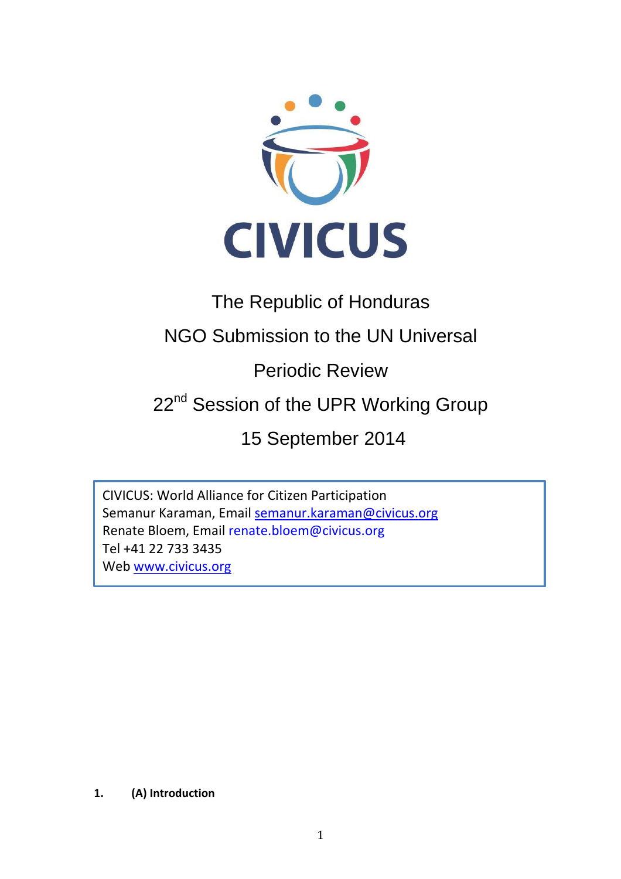CIVICUS

The Republic of Honduras

NGO Submission to the UN Universal Periodic Review

22nd Session of the UPR Working Group

15 September 2014

CIVICUS: World Alliance for Citizen Participation
Semanur Karaman, Email semanur.karaman@civicus.org
Renate Bloem, Email renate.bloem@civicus.org
Tel +41 22 733 3435
Web www.civicus.org

**1. (A) Introduction**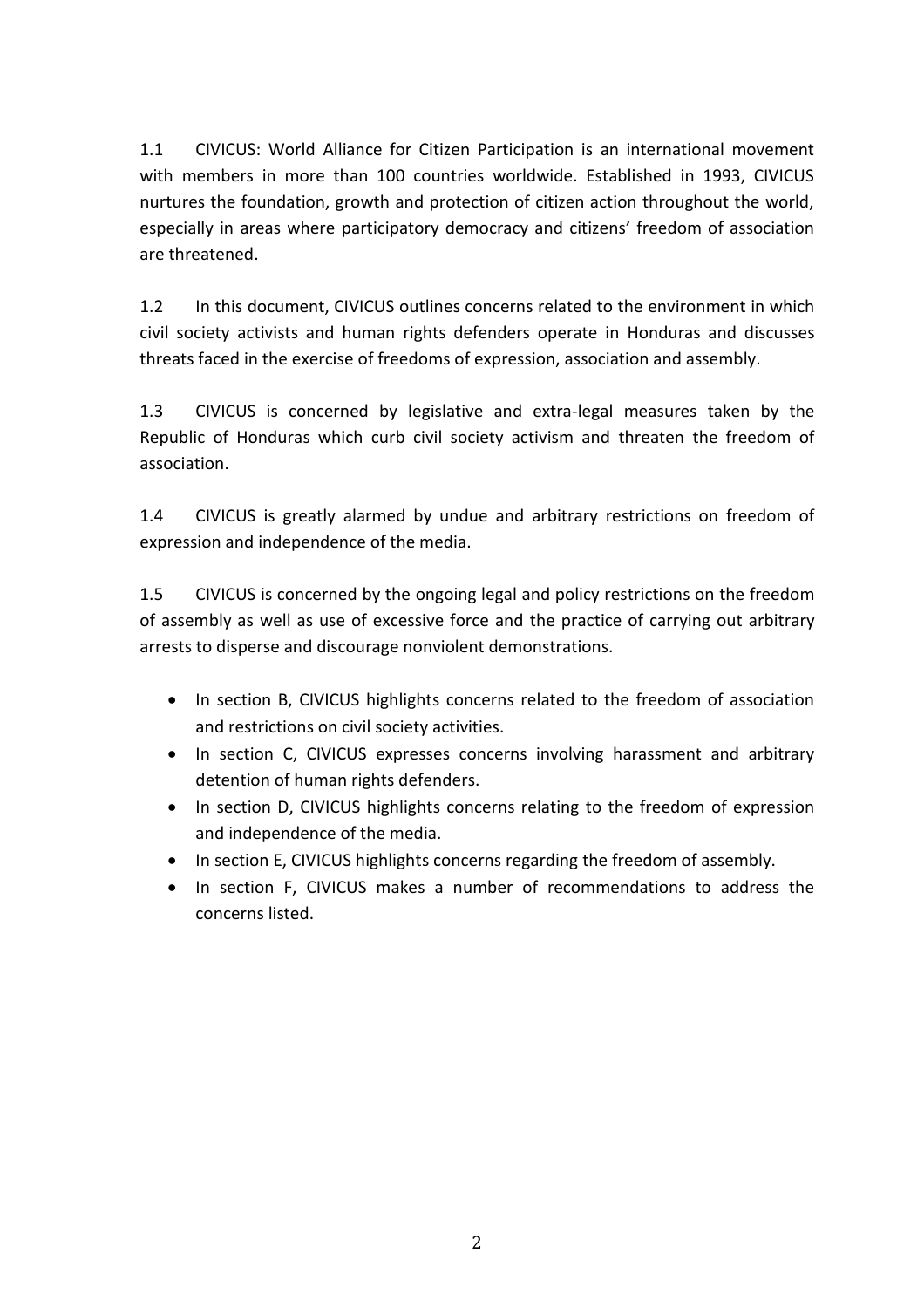1.1 CIVICUS: World Alliance for Citizen Participation is an international movement with members in more than 100 countries worldwide. Established in 1993, CIVICUS nurtures the foundation, growth and protection of citizen action throughout the world, especially in areas where participatory democracy and citizens' freedom of association are threatened.

1.2 In this document, CIVICUS outlines concerns related to the environment in which civil society activists and human rights defenders operate in Honduras and discusses threats faced in the exercise of freedoms of expression, association and assembly.

1.3 CIVICUS is concerned by legislative and extra-legal measures taken by the Republic of Honduras which curb civil society activism and threaten the freedom of association.

1.4 CIVICUS is greatly alarmed by undue and arbitrary restrictions on freedom of expression and independence of the media.

1.5 CIVICUS is concerned by the ongoing legal and policy restrictions on the freedom of assembly as well as use of excessive force and the practice of carrying out arbitrary arrests to disperse and discourage nonviolent demonstrations.

- In section B, CIVICUS highlights concerns related to the freedom of association and restrictions on civil society activities.
- In section C, CIVICUS expresses concerns involving harassment and arbitrary detention of human rights defenders.
- In section D, CIVICUS highlights concerns relating to the freedom of expression and independence of the media.
- In section E, CIVICUS highlights concerns regarding the freedom of assembly.
- In section F, CIVICUS makes a number of recommendations to address the concerns listed.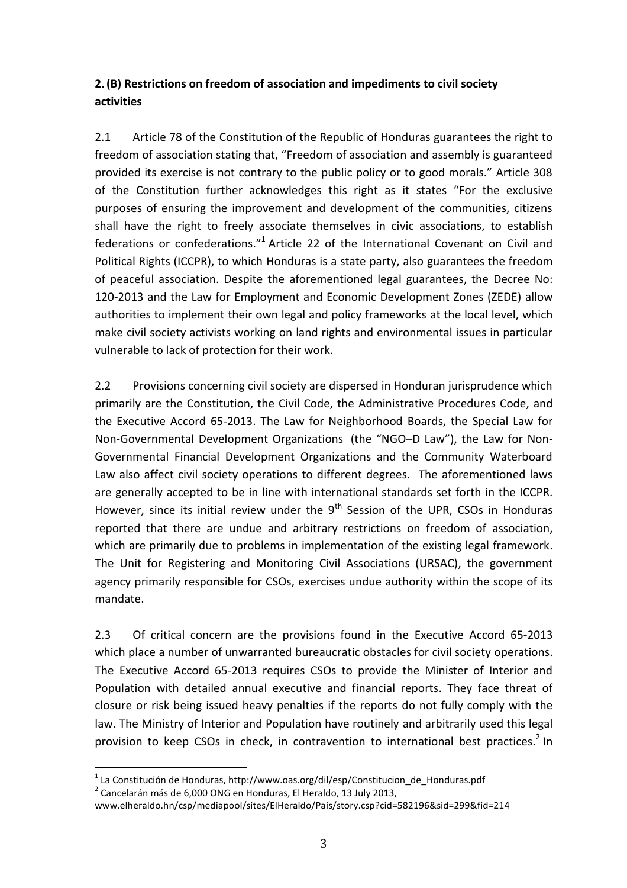## 2. (B) Restrictions on freedom of association and impediments to civil society activities

2.1 Article 78 of the Constitution of the Republic of Honduras guarantees the right to freedom of association stating that, "Freedom of association and assembly is guaranteed provided its exercise is not contrary to the public policy or to good morals." Article 308 of the Constitution further acknowledges this right as it states "For the exclusive purposes of ensuring the improvement and development of the communities, citizens shall have the right to freely associate themselves in civic associations, to establish federations or confederations."[1] Article 22 of the International Covenant on Civil and Political Rights (ICCPR), to which Honduras is a state party, also guarantees the freedom of peaceful association. Despite the aforementioned legal guarantees, the Decree No: 120-2013 and the Law for Employment and Economic Development Zones (ZEDE) allow authorities to implement their own legal and policy frameworks at the local level, which make civil society activists working on land rights and environmental issues in particular vulnerable to lack of protection for their work.

2.2 Provisions concerning civil society are dispersed in Honduran jurisprudence which primarily are the Constitution, the Civil Code, the Administrative Procedures Code, and the Executive Accord 65-2013. The Law for Neighborhood Boards, the Special Law for Non-Governmental Development Organizations (the "NGO–D Law"), the Law for Non-Governmental Financial Development Organizations and the Community Waterboard Law also affect civil society operations to different degrees. The aforementioned laws are generally accepted to be in line with international standards set forth in the ICCPR. However, since its initial review under the 9th Session of the UPR, CSOs in Honduras reported that there are undue and arbitrary restrictions on freedom of association, which are primarily due to problems in implementation of the existing legal framework. The Unit for Registering and Monitoring Civil Associations (URSAC), the government agency primarily responsible for CSOs, exercises undue authority within the scope of its mandate.

2.3 Of critical concern are the provisions found in the Executive Accord 65-2013 which place a number of unwarranted bureaucratic obstacles for civil society operations. The Executive Accord 65-2013 requires CSOs to provide the Minister of Interior and Population with detailed annual executive and financial reports. They face threat of closure or risk being issued heavy penalties if the reports do not fully comply with the law. The Ministry of Interior and Population have routinely and arbitrarily used this legal provision to keep CSOs in check, in contravention to international best practices.[2] In

[1] La Constitución de Honduras, http://www.oas.org/dil/esp/Constitucion_de_Honduras.pdf

[2] Cancelarán más de 6,000 ONG en Honduras, El Heraldo, 13 July 2013, www.elheraldo.hn/csp/mediapool/sites/ElHeraldo/Pais/story.csp?cid=582196&sid=299&fid=214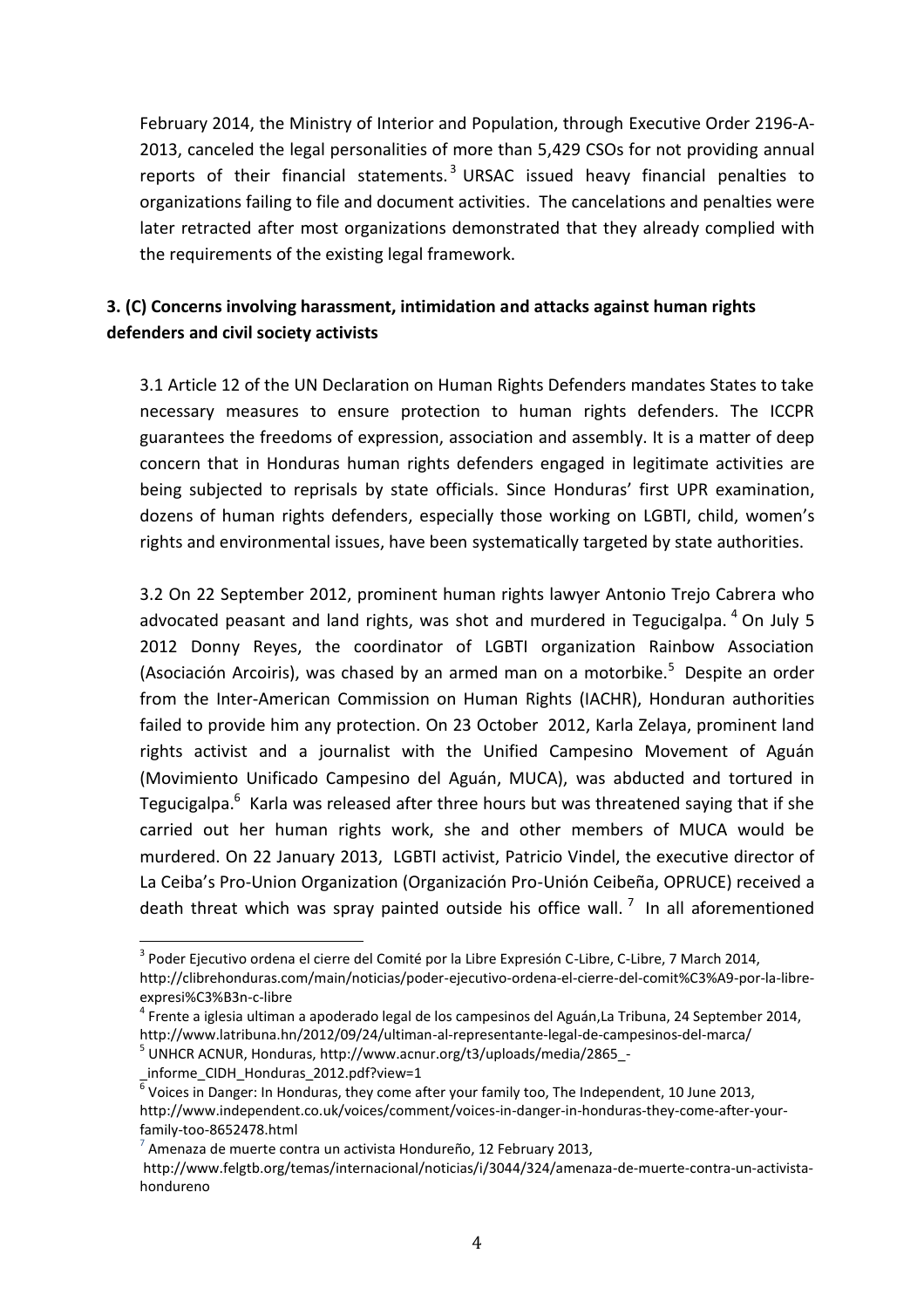February 2014, the Ministry of Interior and Population, through Executive Order 2196-A-2013, canceled the legal personalities of more than 5,429 CSOs for not providing annual reports of their financial statements.[3] URSAC issued heavy financial penalties to organizations failing to file and document activities. The cancelations and penalties were later retracted after most organizations demonstrated that they already complied with the requirements of the existing legal framework.

## 3. (C) Concerns involving harassment, intimidation and attacks against human rights defenders and civil society activists

3.1 Article 12 of the UN Declaration on Human Rights Defenders mandates States to take necessary measures to ensure protection to human rights defenders. The ICCPR guarantees the freedoms of expression, association and assembly. It is a matter of deep concern that in Honduras human rights defenders engaged in legitimate activities are being subjected to reprisals by state officials. Since Honduras' first UPR examination, dozens of human rights defenders, especially those working on LGBTI, child, women's rights and environmental issues, have been systematically targeted by state authorities.

3.2 On 22 September 2012, prominent human rights lawyer Antonio Trejo Cabrera who advocated peasant and land rights, was shot and murdered in Tegucigalpa.[4] On July 5 2012 Donny Reyes, the coordinator of LGBTI organization Rainbow Association (Asociación Arcoiris), was chased by an armed man on a motorbike.[5] Despite an order from the Inter-American Commission on Human Rights (IACHR), Honduran authorities failed to provide him any protection. On 23 October 2012, Karla Zelaya, prominent land rights activist and a journalist with the Unified Campesino Movement of Aguán (Movimiento Unificado Campesino del Aguán, MUCA), was abducted and tortured in Tegucigalpa.[6] Karla was released after three hours but was threatened saying that if she carried out her human rights work, she and other members of MUCA would be murdered. On 22 January 2013, LGBTI activist, Patricio Vindel, the executive director of La Ceiba's Pro-Union Organization (Organización Pro-Unión Ceibeña, OPRUCE) received a death threat which was spray painted outside his office wall.[7] In all aforementioned

---

[3] Poder Ejecutivo ordena el cierre del Comité por la Libre Expresión C-Libre, C-Libre, 7 March 2014, http://clibrehonduras.com/main/noticias/poder-ejecutivo-ordena-el-cierre-del-comit%C3%A9-por-la-libre-expresi%C3%B3n-c-libre

[4] Frente a iglesia ultiman a apoderado legal de los campesinos del Aguán,La Tribuna, 24 September 2014, http://www.latribuna.hn/2012/09/24/ultiman-al-representante-legal-de-campesinos-del-marca/

[5] UNHCR ACNUR, Honduras, http://www.acnur.org/t3/uploads/media/2865_-_informe_CIDH_Honduras_2012.pdf?view=1

[6] Voices in Danger: In Honduras, they come after your family too, The Independent, 10 June 2013, http://www.independent.co.uk/voices/comment/voices-in-danger-in-honduras-they-come-after-your-family-too-8652478.html

[7] Amenaza de muerte contra un activista Hondureño, 12 February 2013, http://www.felgtb.org/temas/internacional/noticias/i/3044/324/amenaza-de-muerte-contra-un-activista-hondureno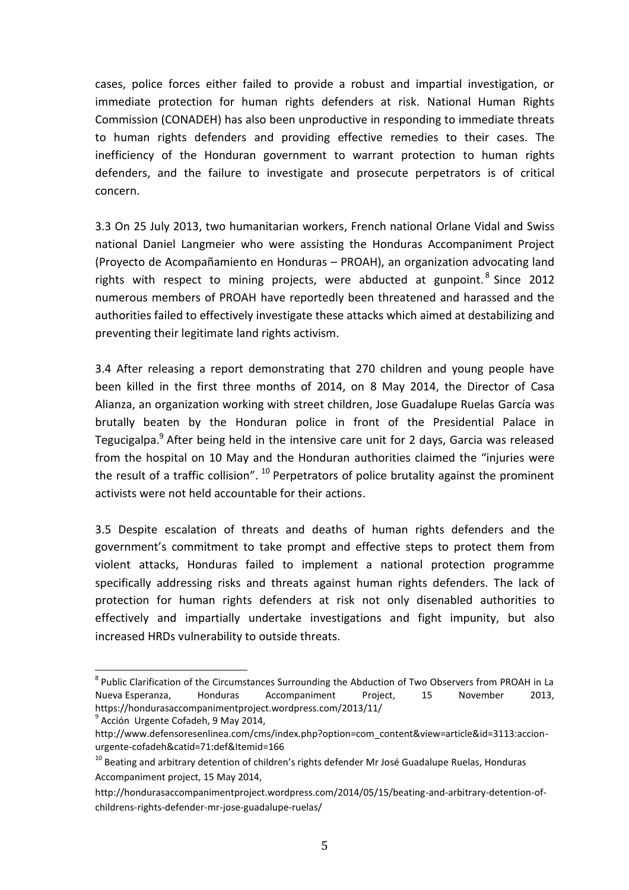cases, police forces either failed to provide a robust and impartial investigation, or immediate protection for human rights defenders at risk. National Human Rights Commission (CONADEH) has also been unproductive in responding to immediate threats to human rights defenders and providing effective remedies to their cases. The inefficiency of the Honduran government to warrant protection to human rights defenders, and the failure to investigate and prosecute perpetrators is of critical concern.

3.3 On 25 July 2013, two humanitarian workers, French national Orlane Vidal and Swiss national Daniel Langmeier who were assisting the Honduras Accompaniment Project (Proyecto de Acompañamiento en Honduras – PROAH), an organization advocating land rights with respect to mining projects, were abducted at gunpoint.[8] Since 2012 numerous members of PROAH have reportedly been threatened and harassed and the authorities failed to effectively investigate these attacks which aimed at destabilizing and preventing their legitimate land rights activism.

3.4 After releasing a report demonstrating that 270 children and young people have been killed in the first three months of 2014, on 8 May 2014, the Director of Casa Alianza, an organization working with street children, Jose Guadalupe Ruelas García was brutally beaten by the Honduran police in front of the Presidential Palace in Tegucigalpa.[9] After being held in the intensive care unit for 2 days, Garcia was released from the hospital on 10 May and the Honduran authorities claimed the "injuries were the result of a traffic collision".[10] Perpetrators of police brutality against the prominent activists were not held accountable for their actions.

3.5 Despite escalation of threats and deaths of human rights defenders and the government's commitment to take prompt and effective steps to protect them from violent attacks, Honduras failed to implement a national protection programme specifically addressing risks and threats against human rights defenders. The lack of protection for human rights defenders at risk not only disenabled authorities to effectively and impartially undertake investigations and fight impunity, but also increased HRDs vulnerability to outside threats.

---

[8] Public Clarification of the Circumstances Surrounding the Abduction of Two Observers from PROAH in La Nueva Esperanza, Honduras Accompaniment Project, 15 November 2013, https://hondurasaccompanimentproject.wordpress.com/2013/11/

[9] Acción Urgente Cofadeh, 9 May 2014, http://www.defensoresenlinea.com/cms/index.php?option=com_content&view=article&id=3113:accion-urgente-cofadeh&catid=71:def&Itemid=166

[10] Beating and arbitrary detention of children's rights defender Mr José Guadalupe Ruelas, Honduras Accompaniment project, 15 May 2014, http://hondurasaccompanimentproject.wordpress.com/2014/05/15/beating-and-arbitrary-detention-of-childrens-rights-defender-mr-jose-guadalupe-ruelas/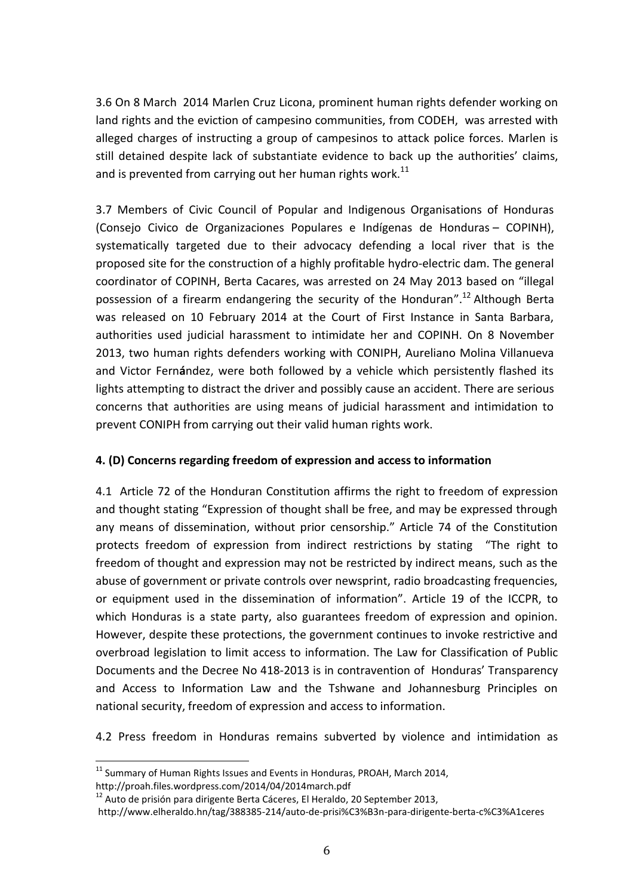3.6 On 8 March 2014 Marlen Cruz Licona, prominent human rights defender working on land rights and the eviction of campesino communities, from CODEH, was arrested with alleged charges of instructing a group of campesinos to attack police forces. Marlen is still detained despite lack of substantiate evidence to back up the authorities' claims, and is prevented from carrying out her human rights work.[11]

3.7 Members of Civic Council of Popular and Indigenous Organisations of Honduras (Consejo Civico de Organizaciones Populares e Indígenas de Honduras – COPINH), systematically targeted due to their advocacy defending a local river that is the proposed site for the construction of a highly profitable hydro-electric dam. The general coordinator of COPINH, Berta Cacares, was arrested on 24 May 2013 based on "illegal possession of a firearm endangering the security of the Honduran".[12] Although Berta was released on 10 February 2014 at the Court of First Instance in Santa Barbara, authorities used judicial harassment to intimidate her and COPINH. On 8 November 2013, two human rights defenders working with CONIPH, Aureliano Molina Villanueva and Victor Fernández, were both followed by a vehicle which persistently flashed its lights attempting to distract the driver and possibly cause an accident. There are serious concerns that authorities are using means of judicial harassment and intimidation to prevent CONIPH from carrying out their valid human rights work.

**4. (D) Concerns regarding freedom of expression and access to information**

4.1 Article 72 of the Honduran Constitution affirms the right to freedom of expression and thought stating "Expression of thought shall be free, and may be expressed through any means of dissemination, without prior censorship." Article 74 of the Constitution protects freedom of expression from indirect restrictions by stating "The right to freedom of thought and expression may not be restricted by indirect means, such as the abuse of government or private controls over newsprint, radio broadcasting frequencies, or equipment used in the dissemination of information". Article 19 of the ICCPR, to which Honduras is a state party, also guarantees freedom of expression and opinion. However, despite these protections, the government continues to invoke restrictive and overbroad legislation to limit access to information. The Law for Classification of Public Documents and the Decree No 418-2013 is in contravention of Honduras' Transparency and Access to Information Law and the Tshwane and Johannesburg Principles on national security, freedom of expression and access to information.

4.2 Press freedom in Honduras remains subverted by violence and intimidation as

---

[11] Summary of Human Rights Issues and Events in Honduras, PROAH, March 2014, http://proah.files.wordpress.com/2014/04/2014march.pdf

[12] Auto de prisión para dirigente Berta Cáceres, El Heraldo, 20 September 2013, http://www.elheraldo.hn/tag/388385-214/auto-de-prisi%C3%B3n-para-dirigente-berta-c%C3%A1ceres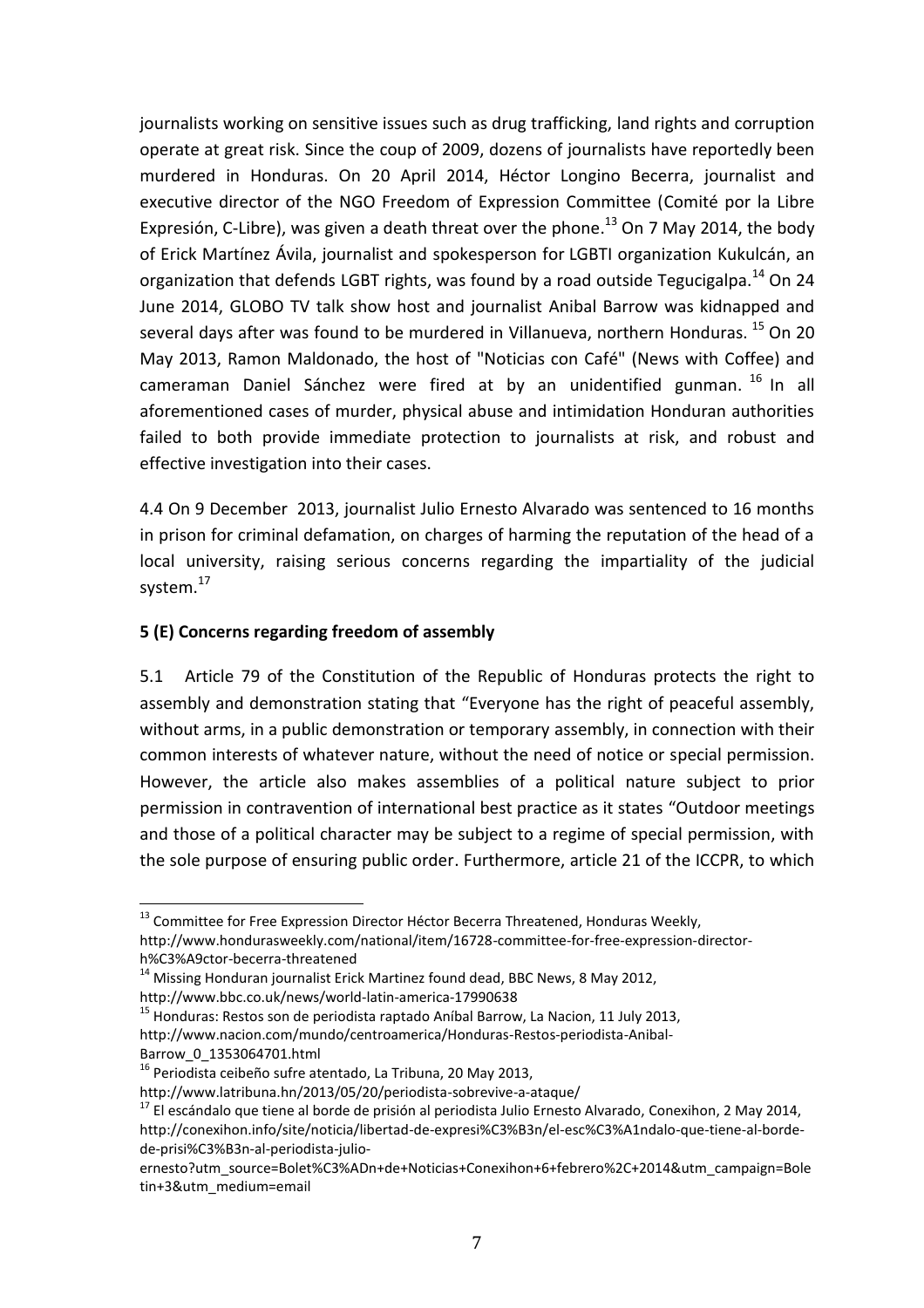journalists working on sensitive issues such as drug trafficking, land rights and corruption operate at great risk. Since the coup of 2009, dozens of journalists have reportedly been murdered in Honduras. On 20 April 2014, Héctor Longino Becerra, journalist and executive director of the NGO Freedom of Expression Committee (Comité por la Libre Expresión, C-Libre), was given a death threat over the phone.[13] On 7 May 2014, the body of Erick Martínez Ávila, journalist and spokesperson for LGBTI organization Kukulcán, an organization that defends LGBT rights, was found by a road outside Tegucigalpa.[14] On 24 June 2014, GLOBO TV talk show host and journalist Anibal Barrow was kidnapped and several days after was found to be murdered in Villanueva, northern Honduras.[15] On 20 May 2013, Ramon Maldonado, the host of "Noticias con Café" (News with Coffee) and cameraman Daniel Sánchez were fired at by an unidentified gunman.[16] In all aforementioned cases of murder, physical abuse and intimidation Honduran authorities failed to both provide immediate protection to journalists at risk, and robust and effective investigation into their cases.

4.4 On 9 December 2013, journalist Julio Ernesto Alvarado was sentenced to 16 months in prison for criminal defamation, on charges of harming the reputation of the head of a local university, raising serious concerns regarding the impartiality of the judicial system.[17]

**5 (E) Concerns regarding freedom of assembly**

5.1 Article 79 of the Constitution of the Republic of Honduras protects the right to assembly and demonstration stating that "Everyone has the right of peaceful assembly, without arms, in a public demonstration or temporary assembly, in connection with their common interests of whatever nature, without the need of notice or special permission. However, the article also makes assemblies of a political nature subject to prior permission in contravention of international best practice as it states "Outdoor meetings and those of a political character may be subject to a regime of special permission, with the sole purpose of ensuring public order. Furthermore, article 21 of the ICCPR, to which

---

[13] Committee for Free Expression Director Héctor Becerra Threatened, Honduras Weekly, http://www.hondurasweekly.com/national/item/16728-committee-for-free-expression-director-h%C3%A9ctor-becerra-threatened

[14] Missing Honduran journalist Erick Martinez found dead, BBC News, 8 May 2012, http://www.bbc.co.uk/news/world-latin-america-17990638

[15] Honduras: Restos son de periodista raptado Aníbal Barrow, La Nacion, 11 July 2013, http://www.nacion.com/mundo/centroamerica/Honduras-Restos-periodista-Anibal-Barrow_0_1353064701.html

[16] Periodista ceibeño sufre atentado, La Tribuna, 20 May 2013, http://www.latribuna.hn/2013/05/20/periodista-sobrevive-a-ataque/

[17] El escándalo que tiene al borde de prisión al periodista Julio Ernesto Alvarado, Conexihon, 2 May 2014, http://conexihon.info/site/noticia/libertad-de-expresi%C3%B3n/el-esc%C3%A1ndalo-que-tiene-al-borde-de-prisi%C3%B3n-al-periodista-julio-ernesto?utm_source=Bolet%C3%ADn+de+Noticias+Conexihon+6+febrero%2C+2014&utm_campaign=Boletin+3&utm_medium=email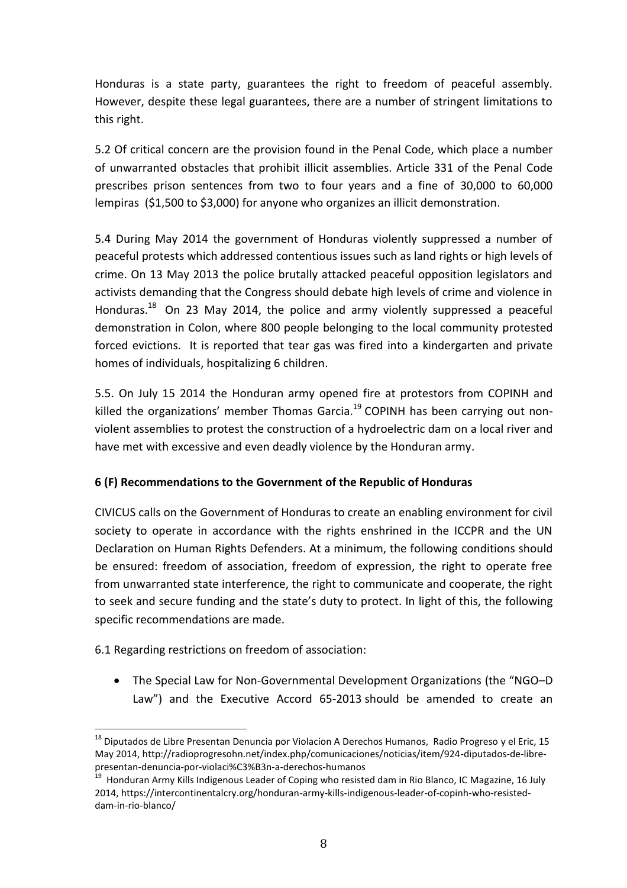Honduras is a state party, guarantees the right to freedom of peaceful assembly. However, despite these legal guarantees, there are a number of stringent limitations to this right.

5.2 Of critical concern are the provision found in the Penal Code, which place a number of unwarranted obstacles that prohibit illicit assemblies. Article 331 of the Penal Code prescribes prison sentences from two to four years and a fine of 30,000 to 60,000 lempiras ($1,500 to $3,000) for anyone who organizes an illicit demonstration.

5.4 During May 2014 the government of Honduras violently suppressed a number of peaceful protests which addressed contentious issues such as land rights or high levels of crime. On 13 May 2013 the police brutally attacked peaceful opposition legislators and activists demanding that the Congress should debate high levels of crime and violence in Honduras.[18] On 23 May 2014, the police and army violently suppressed a peaceful demonstration in Colon, where 800 people belonging to the local community protested forced evictions. It is reported that tear gas was fired into a kindergarten and private homes of individuals, hospitalizing 6 children.

5.5. On July 15 2014 the Honduran army opened fire at protestors from COPINH and killed the organizations' member Thomas Garcia.[19] COPINH has been carrying out non-violent assemblies to protest the construction of a hydroelectric dam on a local river and have met with excessive and even deadly violence by the Honduran army.

**6 (F) Recommendations to the Government of the Republic of Honduras**

CIVICUS calls on the Government of Honduras to create an enabling environment for civil society to operate in accordance with the rights enshrined in the ICCPR and the UN Declaration on Human Rights Defenders. At a minimum, the following conditions should be ensured: freedom of association, freedom of expression, the right to operate free from unwarranted state interference, the right to communicate and cooperate, the right to seek and secure funding and the state's duty to protect. In light of this, the following specific recommendations are made.

6.1 Regarding restrictions on freedom of association:

- The Special Law for Non-Governmental Development Organizations (the "NGO–D Law") and the Executive Accord 65-2013 should be amended to create an

---

[18] Diputados de Libre Presentan Denuncia por Violacion A Derechos Humanos, Radio Progreso y el Eric, 15 May 2014, http://radioprogresohn.net/index.php/comunicaciones/noticias/item/924-diputados-de-libre-presentan-denuncia-por-violaci%C3%B3n-a-derechos-humanos

[19] Honduran Army Kills Indigenous Leader of Coping who resisted dam in Rio Blanco, IC Magazine, 16 July 2014, https://intercontinentalcry.org/honduran-army-kills-indigenous-leader-of-copinh-who-resisted-dam-in-rio-blanco/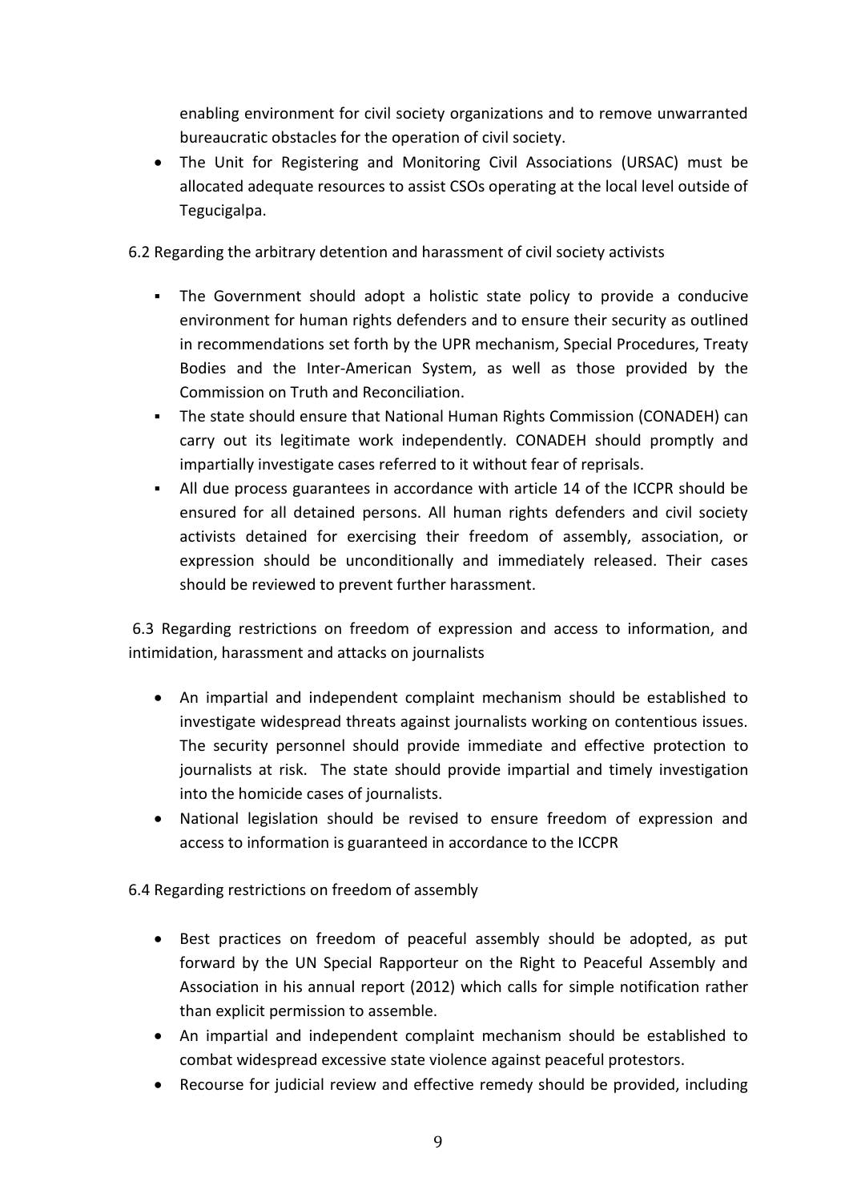enabling environment for civil society organizations and to remove unwarranted bureaucratic obstacles for the operation of civil society.

- The Unit for Registering and Monitoring Civil Associations (URSAC) must be allocated adequate resources to assist CSOs operating at the local level outside of Tegucigalpa.

6.2 Regarding the arbitrary detention and harassment of civil society activists

- The Government should adopt a holistic state policy to provide a conducive environment for human rights defenders and to ensure their security as outlined in recommendations set forth by the UPR mechanism, Special Procedures, Treaty Bodies and the Inter-American System, as well as those provided by the Commission on Truth and Reconciliation.
- The state should ensure that National Human Rights Commission (CONADEH) can carry out its legitimate work independently. CONADEH should promptly and impartially investigate cases referred to it without fear of reprisals.
- All due process guarantees in accordance with article 14 of the ICCPR should be ensured for all detained persons. All human rights defenders and civil society activists detained for exercising their freedom of assembly, association, or expression should be unconditionally and immediately released. Their cases should be reviewed to prevent further harassment.

6.3 Regarding restrictions on freedom of expression and access to information, and intimidation, harassment and attacks on journalists

- An impartial and independent complaint mechanism should be established to investigate widespread threats against journalists working on contentious issues. The security personnel should provide immediate and effective protection to journalists at risk. The state should provide impartial and timely investigation into the homicide cases of journalists.
- National legislation should be revised to ensure freedom of expression and access to information is guaranteed in accordance to the ICCPR

6.4 Regarding restrictions on freedom of assembly

- Best practices on freedom of peaceful assembly should be adopted, as put forward by the UN Special Rapporteur on the Right to Peaceful Assembly and Association in his annual report (2012) which calls for simple notification rather than explicit permission to assemble.
- An impartial and independent complaint mechanism should be established to combat widespread excessive state violence against peaceful protestors.
- Recourse for judicial review and effective remedy should be provided, including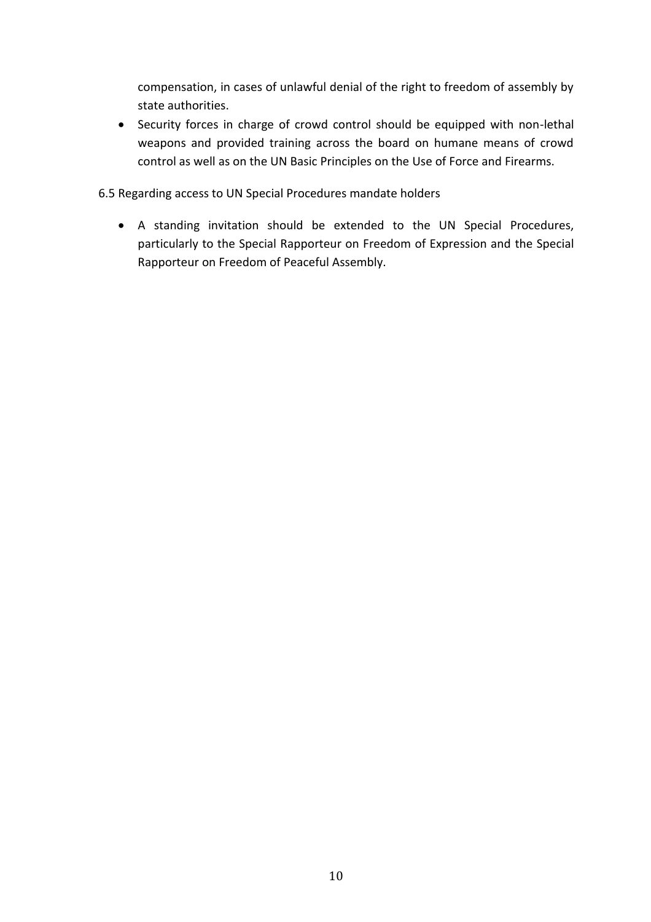compensation, in cases of unlawful denial of the right to freedom of assembly by state authorities.

- Security forces in charge of crowd control should be equipped with non-lethal weapons and provided training across the board on humane means of crowd control as well as on the UN Basic Principles on the Use of Force and Firearms.

6.5 Regarding access to UN Special Procedures mandate holders

- A standing invitation should be extended to the UN Special Procedures, particularly to the Special Rapporteur on Freedom of Expression and the Special Rapporteur on Freedom of Peaceful Assembly.